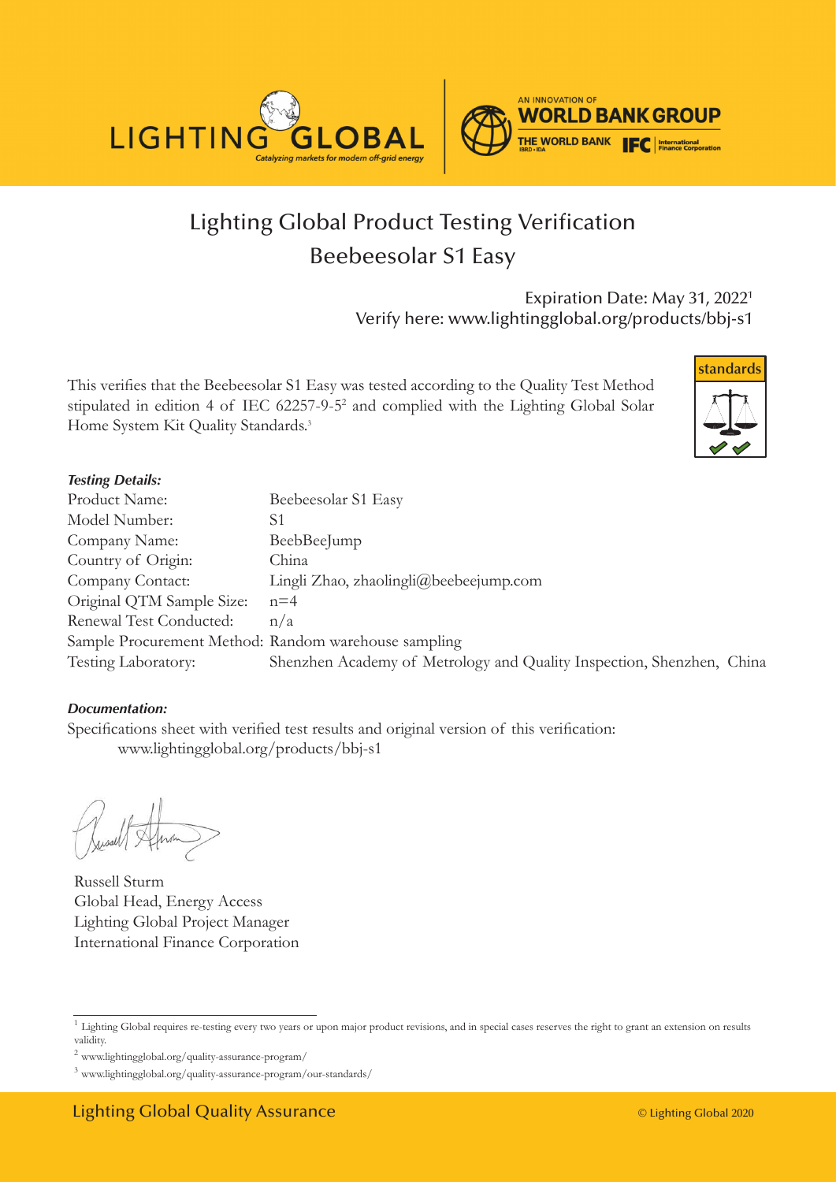# Lighting Global Product Testing Verification
## Beebeesolar S1 Easy

Expiration Date: May 31, 2022[1]
Verify here: www.lightingglobal.org/products/bbj-s1

This verifies that the Beebeesolar S1 Easy was tested according to the Quality Test Method stipulated in edition 4 of IEC 62257-9-5[2] and complied with the Lighting Global Solar Home System Kit Quality Standards.[3]

***Testing Details:***

| | |
|---|---|
| Product Name: | Beebeesolar S1 Easy |
| Model Number: | S1 |
| Company Name: | BeebBeeJump |
| Country of Origin: | China |
| Company Contact: | Lingli Zhao, zhaolingli@beebeejump.com |
| Original QTM Sample Size: | n=4 |
| Renewal Test Conducted: | n/a |
| Sample Procurement Method: | Random warehouse sampling |
| Testing Laboratory: | Shenzhen Academy of Metrology and Quality Inspection, Shenzhen, China |

***Documentation:***

Specifications sheet with verified test results and original version of this verification:
www.lightingglobal.org/products/bbj-s1

Russell Sturm
Global Head, Energy Access
Lighting Global Project Manager
International Finance Corporation

[1] Lighting Global requires re-testing every two years or upon major product revisions, and in special cases reserves the right to grant an extension on results validity.

[2] www.lightingglobal.org/quality-assurance-program/

[3] www.lightingglobal.org/quality-assurance-program/our-standards/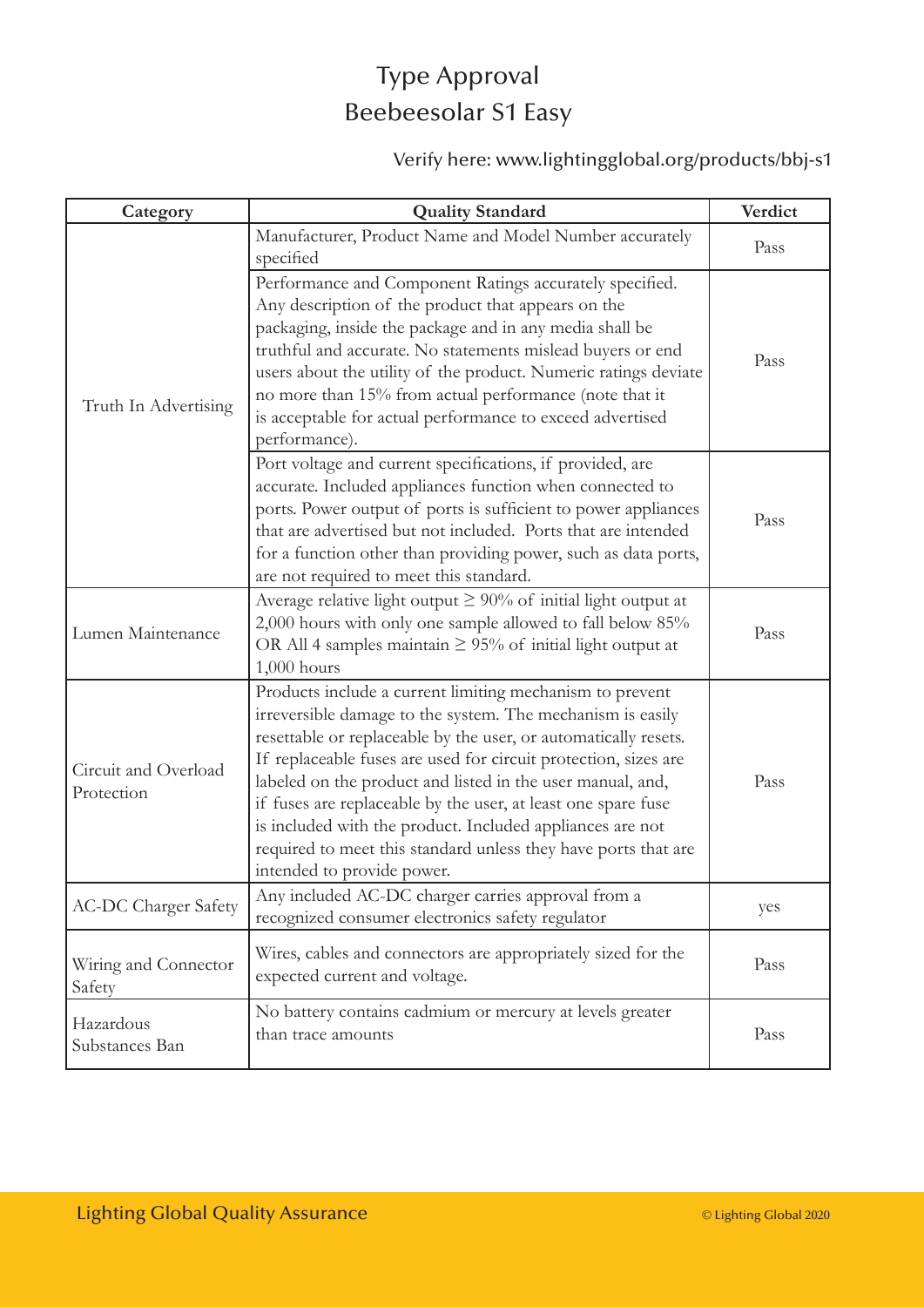# Type Approval
# Beebeesolar S1 Easy

Verify here: www.lightingglobal.org/products/bbj-s1

| Category | Quality Standard | Verdict |
|---|---|---|
| Truth In Advertising | Manufacturer, Product Name and Model Number accurately specified | Pass |
| | Performance and Component Ratings accurately specified. Any description of the product that appears on the packaging, inside the package and in any media shall be truthful and accurate. No statements mislead buyers or end users about the utility of the product. Numeric ratings deviate no more than 15% from actual performance (note that it is acceptable for actual performance to exceed advertised performance). | Pass |
| | Port voltage and current specifications, if provided, are accurate. Included appliances function when connected to ports. Power output of ports is sufficient to power appliances that are advertised but not included. Ports that are intended for a function other than providing power, such as data ports, are not required to meet this standard. | Pass |
| Lumen Maintenance | Average relative light output ≥ 90% of initial light output at 2,000 hours with only one sample allowed to fall below 85% OR All 4 samples maintain ≥ 95% of initial light output at 1,000 hours | Pass |
| Circuit and Overload Protection | Products include a current limiting mechanism to prevent irreversible damage to the system. The mechanism is easily resettable or replaceable by the user, or automatically resets. If replaceable fuses are used for circuit protection, sizes are labeled on the product and listed in the user manual, and, if fuses are replaceable by the user, at least one spare fuse is included with the product. Included appliances are not required to meet this standard unless they have ports that are intended to provide power. | Pass |
| AC-DC Charger Safety | Any included AC-DC charger carries approval from a recognized consumer electronics safety regulator | yes |
| Wiring and Connector Safety | Wires, cables and connectors are appropriately sized for the expected current and voltage. | Pass |
| Hazardous Substances Ban | No battery contains cadmium or mercury at levels greater than trace amounts | Pass |

Lighting Global Quality Assurance

© Lighting Global 2020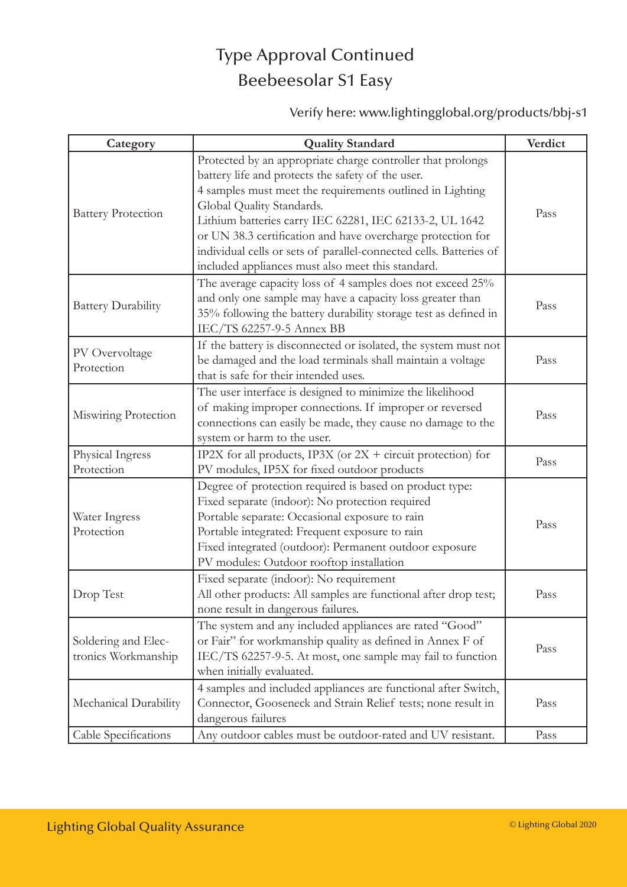# Type Approval Continued
# Beebeesolar S1 Easy

Verify here: www.lightingglobal.org/products/bbj-s1

| Category | Quality Standard | Verdict |
|---|---|---|
| Battery Protection | Protected by an appropriate charge controller that prolongs battery life and protects the safety of the user. 4 samples must meet the requirements outlined in Lighting Global Quality Standards. Lithium batteries carry IEC 62281, IEC 62133-2, UL 1642 or UN 38.3 certification and have overcharge protection for individual cells or sets of parallel-connected cells. Batteries of included appliances must also meet this standard. | Pass |
| Battery Durability | The average capacity loss of 4 samples does not exceed 25% and only one sample may have a capacity loss greater than 35% following the battery durability storage test as defined in IEC/TS 62257-9-5 Annex BB | Pass |
| PV Overvoltage Protection | If the battery is disconnected or isolated, the system must not be damaged and the load terminals shall maintain a voltage that is safe for their intended uses. | Pass |
| Miswiring Protection | The user interface is designed to minimize the likelihood of making improper connections. If improper or reversed connections can easily be made, they cause no damage to the system or harm to the user. | Pass |
| Physical Ingress Protection | IP2X for all products, IP3X (or 2X + circuit protection) for PV modules, IP5X for fixed outdoor products | Pass |
| Water Ingress Protection | Degree of protection required is based on product type: Fixed separate (indoor): No protection required Portable separate: Occasional exposure to rain Portable integrated: Frequent exposure to rain Fixed integrated (outdoor): Permanent outdoor exposure PV modules: Outdoor rooftop installation | Pass |
| Drop Test | Fixed separate (indoor): No requirement All other products: All samples are functional after drop test; none result in dangerous failures. | Pass |
| Soldering and Electronics Workmanship | The system and any included appliances are rated "Good" or Fair" for workmanship quality as defined in Annex F of IEC/TS 62257-9-5. At most, one sample may fail to function when initially evaluated. | Pass |
| Mechanical Durability | 4 samples and included appliances are functional after Switch, Connector, Gooseneck and Strain Relief tests; none result in dangerous failures | Pass |
| Cable Specifications | Any outdoor cables must be outdoor-rated and UV resistant. | Pass |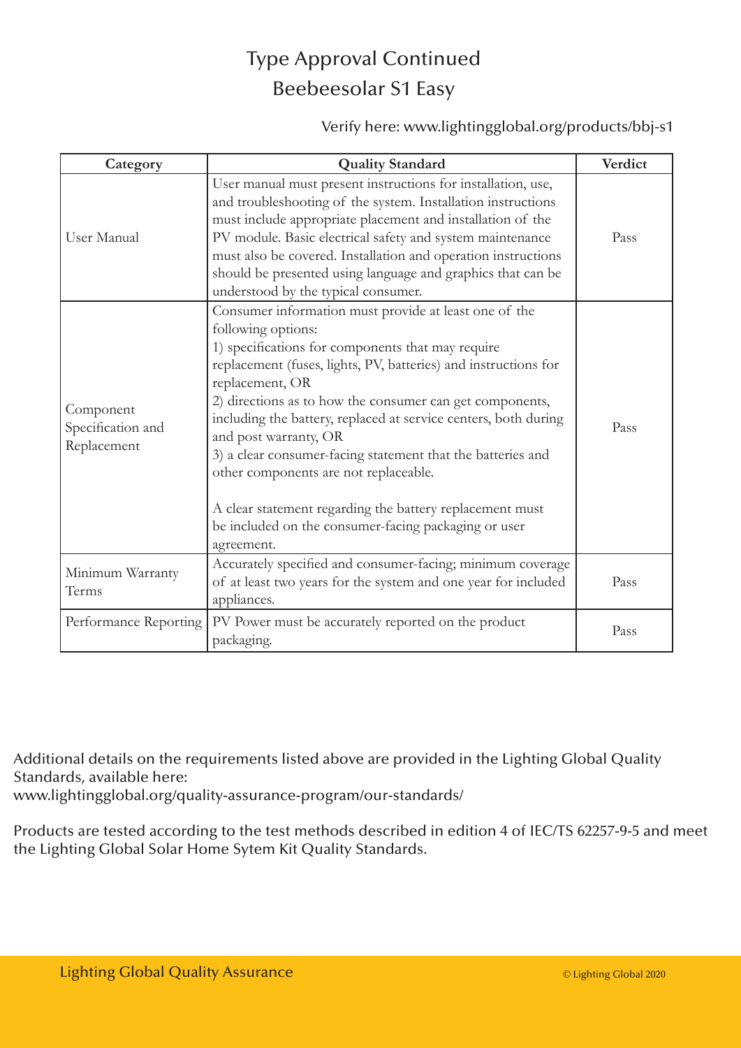# Type Approval Continued

## Beebeesolar S1 Easy

Verify here: www.lightingglobal.org/products/bbj-s1

| Category | Quality Standard | Verdict |
|---|---|---|
| User Manual | User manual must present instructions for installation, use, and troubleshooting of the system. Installation instructions must include appropriate placement and installation of the PV module. Basic electrical safety and system maintenance must also be covered. Installation and operation instructions should be presented using language and graphics that can be understood by the typical consumer. | Pass |
| Component Specification and Replacement | Consumer information must provide at least one of the following options:<br>1) specifications for components that may require replacement (fuses, lights, PV, batteries) and instructions for replacement, OR<br>2) directions as to how the consumer can get components, including the battery, replaced at service centers, both during and post warranty, OR<br>3) a clear consumer-facing statement that the batteries and other components are not replaceable.<br><br>A clear statement regarding the battery replacement must be included on the consumer-facing packaging or user agreement. | Pass |
| Minimum Warranty Terms | Accurately specified and consumer-facing; minimum coverage of at least two years for the system and one year for included appliances. | Pass |
| Performance Reporting | PV Power must be accurately reported on the product packaging. | Pass |

Additional details on the requirements listed above are provided in the Lighting Global Quality Standards, available here:
www.lightingglobal.org/quality-assurance-program/our-standards/

Products are tested according to the test methods described in edition 4 of IEC/TS 62257-9-5 and meet the Lighting Global Solar Home Sytem Kit Quality Standards.